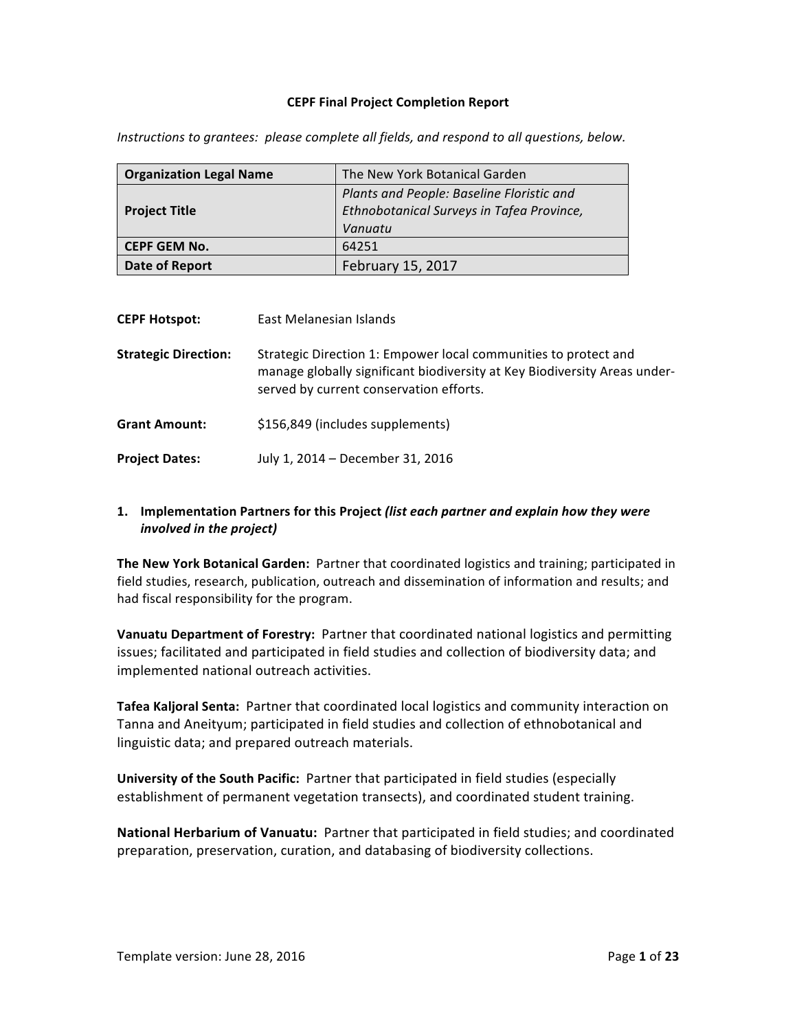# CEPF Final Project Completion Report

*Instructions to grantees: please complete all fields, and respond to all questions, below.*

| **Organization Legal Name** | The New York Botanical Garden |
|---|---|
| **Project Title** | *Plants and People: Baseline Floristic and Ethnobotanical Surveys in Tafea Province, Vanuatu* |
| **CEPF GEM No.** | 64251 |
| **Date of Report** | February 15, 2017 |

**CEPF Hotspot:** East Melanesian Islands

**Strategic Direction:** Strategic Direction 1: Empower local communities to protect and manage globally significant biodiversity at Key Biodiversity Areas under-served by current conservation efforts.

**Grant Amount:** $156,849 (includes supplements)

**Project Dates:** July 1, 2014 – December 31, 2016

## 1. Implementation Partners for this Project *(list each partner and explain how they were involved in the project)*

**The New York Botanical Garden:** Partner that coordinated logistics and training; participated in field studies, research, publication, outreach and dissemination of information and results; and had fiscal responsibility for the program.

**Vanuatu Department of Forestry:** Partner that coordinated national logistics and permitting issues; facilitated and participated in field studies and collection of biodiversity data; and implemented national outreach activities.

**Tafea Kaljoral Senta:** Partner that coordinated local logistics and community interaction on Tanna and Aneityum; participated in field studies and collection of ethnobotanical and linguistic data; and prepared outreach materials.

**University of the South Pacific:** Partner that participated in field studies (especially establishment of permanent vegetation transects), and coordinated student training.

**National Herbarium of Vanuatu:** Partner that participated in field studies; and coordinated preparation, preservation, curation, and databasing of biodiversity collections.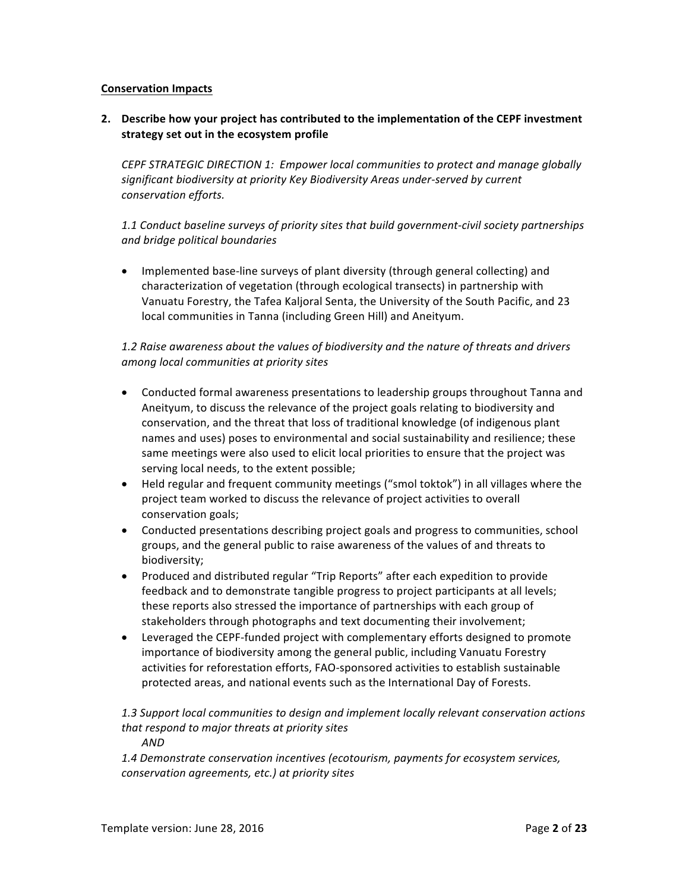**Conservation Impacts**

**2. Describe how your project has contributed to the implementation of the CEPF investment strategy set out in the ecosystem profile**

*CEPF STRATEGIC DIRECTION 1: Empower local communities to protect and manage globally significant biodiversity at priority Key Biodiversity Areas under-served by current conservation efforts.*

*1.1 Conduct baseline surveys of priority sites that build government-civil society partnerships and bridge political boundaries*

- Implemented base-line surveys of plant diversity (through general collecting) and characterization of vegetation (through ecological transects) in partnership with Vanuatu Forestry, the Tafea Kaljoral Senta, the University of the South Pacific, and 23 local communities in Tanna (including Green Hill) and Aneityum.

*1.2 Raise awareness about the values of biodiversity and the nature of threats and drivers among local communities at priority sites*

- Conducted formal awareness presentations to leadership groups throughout Tanna and Aneityum, to discuss the relevance of the project goals relating to biodiversity and conservation, and the threat that loss of traditional knowledge (of indigenous plant names and uses) poses to environmental and social sustainability and resilience; these same meetings were also used to elicit local priorities to ensure that the project was serving local needs, to the extent possible;
- Held regular and frequent community meetings ("smol toktok") in all villages where the project team worked to discuss the relevance of project activities to overall conservation goals;
- Conducted presentations describing project goals and progress to communities, school groups, and the general public to raise awareness of the values of and threats to biodiversity;
- Produced and distributed regular "Trip Reports" after each expedition to provide feedback and to demonstrate tangible progress to project participants at all levels; these reports also stressed the importance of partnerships with each group of stakeholders through photographs and text documenting their involvement;
- Leveraged the CEPF-funded project with complementary efforts designed to promote importance of biodiversity among the general public, including Vanuatu Forestry activities for reforestation efforts, FAO-sponsored activities to establish sustainable protected areas, and national events such as the International Day of Forests.

*1.3 Support local communities to design and implement locally relevant conservation actions that respond to major threats at priority sites*
*AND*
*1.4 Demonstrate conservation incentives (ecotourism, payments for ecosystem services, conservation agreements, etc.) at priority sites*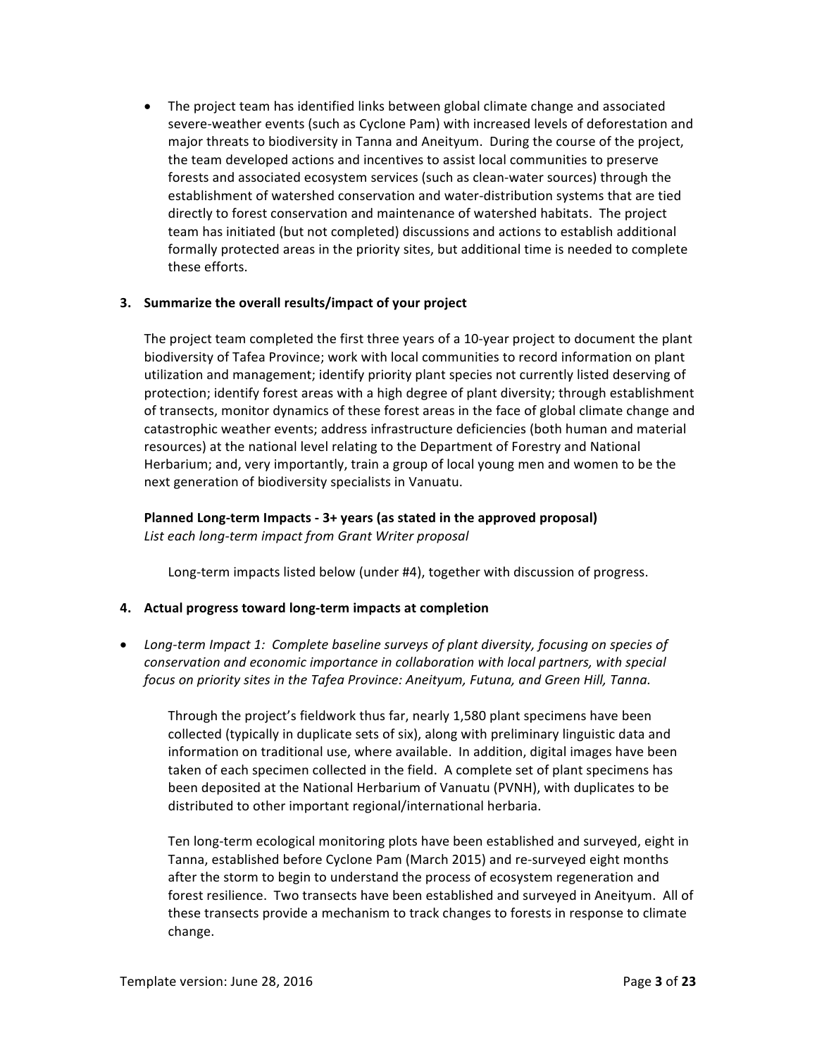- The project team has identified links between global climate change and associated severe-weather events (such as Cyclone Pam) with increased levels of deforestation and major threats to biodiversity in Tanna and Aneityum. During the course of the project, the team developed actions and incentives to assist local communities to preserve forests and associated ecosystem services (such as clean-water sources) through the establishment of watershed conservation and water-distribution systems that are tied directly to forest conservation and maintenance of watershed habitats. The project team has initiated (but not completed) discussions and actions to establish additional formally protected areas in the priority sites, but additional time is needed to complete these efforts.

**3. Summarize the overall results/impact of your project**

The project team completed the first three years of a 10-year project to document the plant biodiversity of Tafea Province; work with local communities to record information on plant utilization and management; identify priority plant species not currently listed deserving of protection; identify forest areas with a high degree of plant diversity; through establishment of transects, monitor dynamics of these forest areas in the face of global climate change and catastrophic weather events; address infrastructure deficiencies (both human and material resources) at the national level relating to the Department of Forestry and National Herbarium; and, very importantly, train a group of local young men and women to be the next generation of biodiversity specialists in Vanuatu.

**Planned Long-term Impacts - 3+ years (as stated in the approved proposal)**
*List each long-term impact from Grant Writer proposal*

Long-term impacts listed below (under #4), together with discussion of progress.

**4. Actual progress toward long-term impacts at completion**

- *Long-term Impact 1: Complete baseline surveys of plant diversity, focusing on species of conservation and economic importance in collaboration with local partners, with special focus on priority sites in the Tafea Province: Aneityum, Futuna, and Green Hill, Tanna.*

  Through the project's fieldwork thus far, nearly 1,580 plant specimens have been collected (typically in duplicate sets of six), along with preliminary linguistic data and information on traditional use, where available. In addition, digital images have been taken of each specimen collected in the field. A complete set of plant specimens has been deposited at the National Herbarium of Vanuatu (PVNH), with duplicates to be distributed to other important regional/international herbaria.

  Ten long-term ecological monitoring plots have been established and surveyed, eight in Tanna, established before Cyclone Pam (March 2015) and re-surveyed eight months after the storm to begin to understand the process of ecosystem regeneration and forest resilience. Two transects have been established and surveyed in Aneityum. All of these transects provide a mechanism to track changes to forests in response to climate change.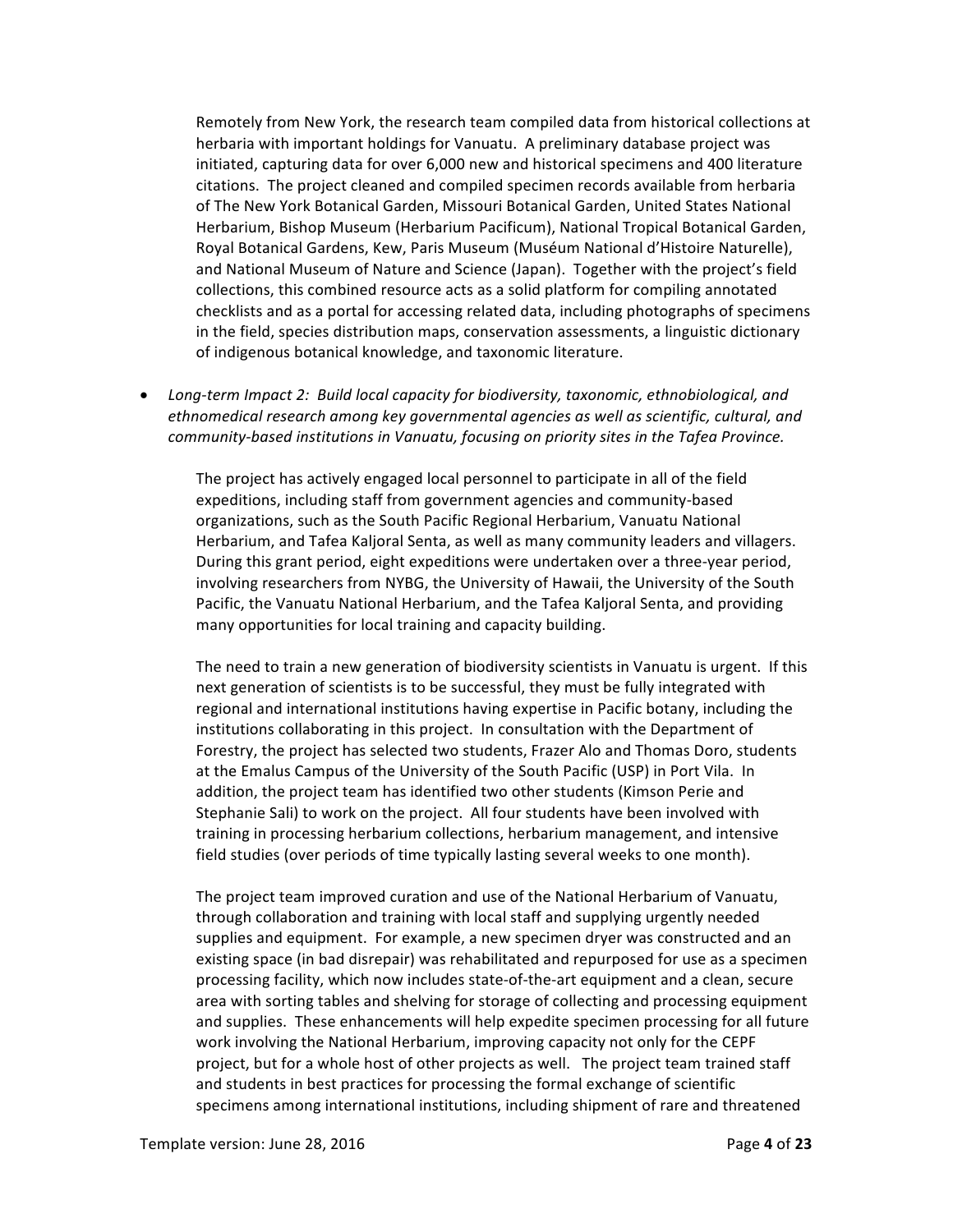Remotely from New York, the research team compiled data from historical collections at herbaria with important holdings for Vanuatu. A preliminary database project was initiated, capturing data for over 6,000 new and historical specimens and 400 literature citations. The project cleaned and compiled specimen records available from herbaria of The New York Botanical Garden, Missouri Botanical Garden, United States National Herbarium, Bishop Museum (Herbarium Pacificum), National Tropical Botanical Garden, Royal Botanical Gardens, Kew, Paris Museum (Muséum National d'Histoire Naturelle), and National Museum of Nature and Science (Japan). Together with the project's field collections, this combined resource acts as a solid platform for compiling annotated checklists and as a portal for accessing related data, including photographs of specimens in the field, species distribution maps, conservation assessments, a linguistic dictionary of indigenous botanical knowledge, and taxonomic literature.

- *Long-term Impact 2: Build local capacity for biodiversity, taxonomic, ethnobiological, and ethnomedical research among key governmental agencies as well as scientific, cultural, and community-based institutions in Vanuatu, focusing on priority sites in the Tafea Province.*

The project has actively engaged local personnel to participate in all of the field expeditions, including staff from government agencies and community-based organizations, such as the South Pacific Regional Herbarium, Vanuatu National Herbarium, and Tafea Kaljoral Senta, as well as many community leaders and villagers. During this grant period, eight expeditions were undertaken over a three-year period, involving researchers from NYBG, the University of Hawaii, the University of the South Pacific, the Vanuatu National Herbarium, and the Tafea Kaljoral Senta, and providing many opportunities for local training and capacity building.

The need to train a new generation of biodiversity scientists in Vanuatu is urgent. If this next generation of scientists is to be successful, they must be fully integrated with regional and international institutions having expertise in Pacific botany, including the institutions collaborating in this project. In consultation with the Department of Forestry, the project has selected two students, Frazer Alo and Thomas Doro, students at the Emalus Campus of the University of the South Pacific (USP) in Port Vila. In addition, the project team has identified two other students (Kimson Perie and Stephanie Sali) to work on the project. All four students have been involved with training in processing herbarium collections, herbarium management, and intensive field studies (over periods of time typically lasting several weeks to one month).

The project team improved curation and use of the National Herbarium of Vanuatu, through collaboration and training with local staff and supplying urgently needed supplies and equipment. For example, a new specimen dryer was constructed and an existing space (in bad disrepair) was rehabilitated and repurposed for use as a specimen processing facility, which now includes state-of-the-art equipment and a clean, secure area with sorting tables and shelving for storage of collecting and processing equipment and supplies. These enhancements will help expedite specimen processing for all future work involving the National Herbarium, improving capacity not only for the CEPF project, but for a whole host of other projects as well. The project team trained staff and students in best practices for processing the formal exchange of scientific specimens among international institutions, including shipment of rare and threatened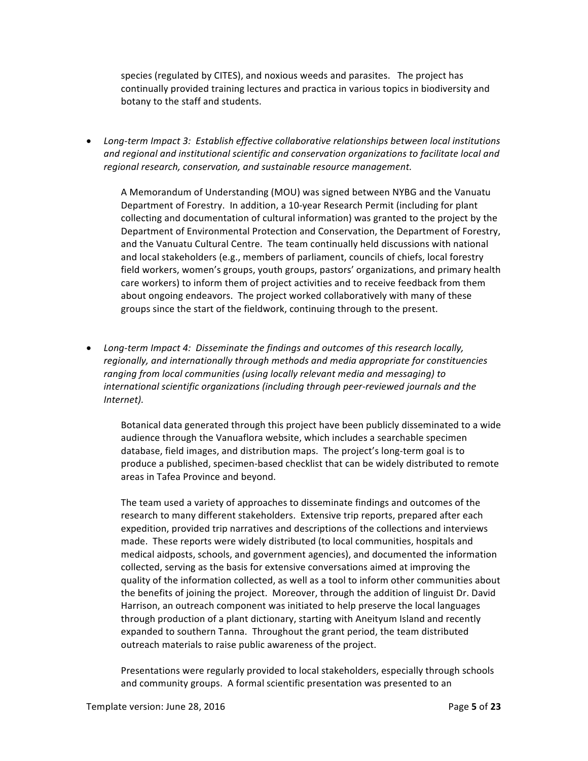species (regulated by CITES), and noxious weeds and parasites. The project has continually provided training lectures and practica in various topics in biodiversity and botany to the staff and students.

- *Long-term Impact 3: Establish effective collaborative relationships between local institutions and regional and institutional scientific and conservation organizations to facilitate local and regional research, conservation, and sustainable resource management.*

  A Memorandum of Understanding (MOU) was signed between NYBG and the Vanuatu Department of Forestry. In addition, a 10-year Research Permit (including for plant collecting and documentation of cultural information) was granted to the project by the Department of Environmental Protection and Conservation, the Department of Forestry, and the Vanuatu Cultural Centre. The team continually held discussions with national and local stakeholders (e.g., members of parliament, councils of chiefs, local forestry field workers, women's groups, youth groups, pastors' organizations, and primary health care workers) to inform them of project activities and to receive feedback from them about ongoing endeavors. The project worked collaboratively with many of these groups since the start of the fieldwork, continuing through to the present.

- *Long-term Impact 4: Disseminate the findings and outcomes of this research locally, regionally, and internationally through methods and media appropriate for constituencies ranging from local communities (using locally relevant media and messaging) to international scientific organizations (including through peer-reviewed journals and the Internet).*

  Botanical data generated through this project have been publicly disseminated to a wide audience through the Vanuaflora website, which includes a searchable specimen database, field images, and distribution maps. The project's long-term goal is to produce a published, specimen-based checklist that can be widely distributed to remote areas in Tafea Province and beyond.

  The team used a variety of approaches to disseminate findings and outcomes of the research to many different stakeholders. Extensive trip reports, prepared after each expedition, provided trip narratives and descriptions of the collections and interviews made. These reports were widely distributed (to local communities, hospitals and medical aidposts, schools, and government agencies), and documented the information collected, serving as the basis for extensive conversations aimed at improving the quality of the information collected, as well as a tool to inform other communities about the benefits of joining the project. Moreover, through the addition of linguist Dr. David Harrison, an outreach component was initiated to help preserve the local languages through production of a plant dictionary, starting with Aneityum Island and recently expanded to southern Tanna. Throughout the grant period, the team distributed outreach materials to raise public awareness of the project.

  Presentations were regularly provided to local stakeholders, especially through schools and community groups. A formal scientific presentation was presented to an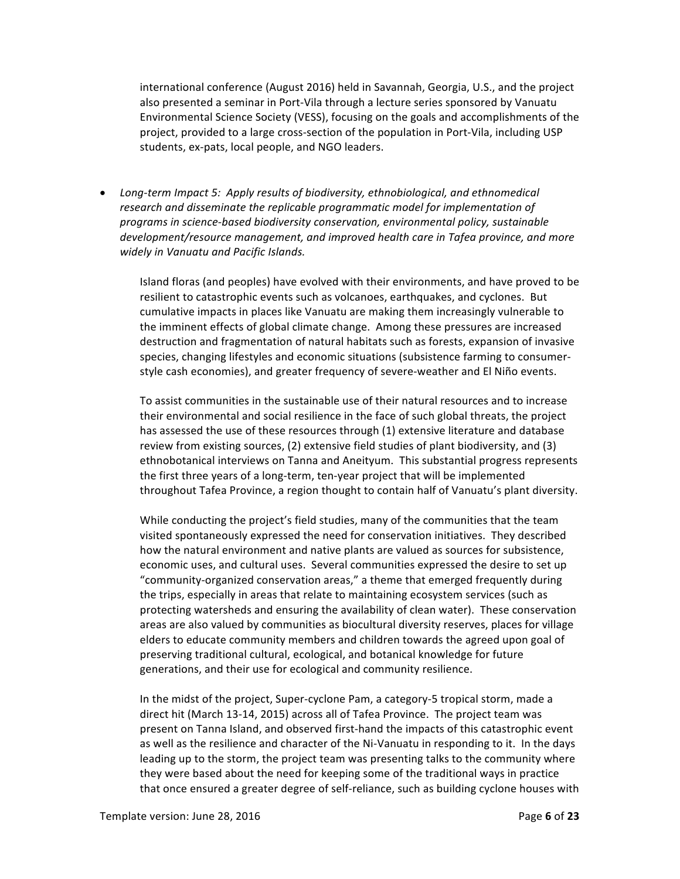international conference (August 2016) held in Savannah, Georgia, U.S., and the project also presented a seminar in Port-Vila through a lecture series sponsored by Vanuatu Environmental Science Society (VESS), focusing on the goals and accomplishments of the project, provided to a large cross-section of the population in Port-Vila, including USP students, ex-pats, local people, and NGO leaders.

- *Long-term Impact 5: Apply results of biodiversity, ethnobiological, and ethnomedical research and disseminate the replicable programmatic model for implementation of programs in science-based biodiversity conservation, environmental policy, sustainable development/resource management, and improved health care in Tafea province, and more widely in Vanuatu and Pacific Islands.*

  Island floras (and peoples) have evolved with their environments, and have proved to be resilient to catastrophic events such as volcanoes, earthquakes, and cyclones. But cumulative impacts in places like Vanuatu are making them increasingly vulnerable to the imminent effects of global climate change. Among these pressures are increased destruction and fragmentation of natural habitats such as forests, expansion of invasive species, changing lifestyles and economic situations (subsistence farming to consumer-style cash economies), and greater frequency of severe-weather and El Niño events.

  To assist communities in the sustainable use of their natural resources and to increase their environmental and social resilience in the face of such global threats, the project has assessed the use of these resources through (1) extensive literature and database review from existing sources, (2) extensive field studies of plant biodiversity, and (3) ethnobotanical interviews on Tanna and Aneityum. This substantial progress represents the first three years of a long-term, ten-year project that will be implemented throughout Tafea Province, a region thought to contain half of Vanuatu's plant diversity.

  While conducting the project's field studies, many of the communities that the team visited spontaneously expressed the need for conservation initiatives. They described how the natural environment and native plants are valued as sources for subsistence, economic uses, and cultural uses. Several communities expressed the desire to set up "community-organized conservation areas," a theme that emerged frequently during the trips, especially in areas that relate to maintaining ecosystem services (such as protecting watersheds and ensuring the availability of clean water). These conservation areas are also valued by communities as biocultural diversity reserves, places for village elders to educate community members and children towards the agreed upon goal of preserving traditional cultural, ecological, and botanical knowledge for future generations, and their use for ecological and community resilience.

  In the midst of the project, Super-cyclone Pam, a category-5 tropical storm, made a direct hit (March 13-14, 2015) across all of Tafea Province. The project team was present on Tanna Island, and observed first-hand the impacts of this catastrophic event as well as the resilience and character of the Ni-Vanuatu in responding to it. In the days leading up to the storm, the project team was presenting talks to the community where they were based about the need for keeping some of the traditional ways in practice that once ensured a greater degree of self-reliance, such as building cyclone houses with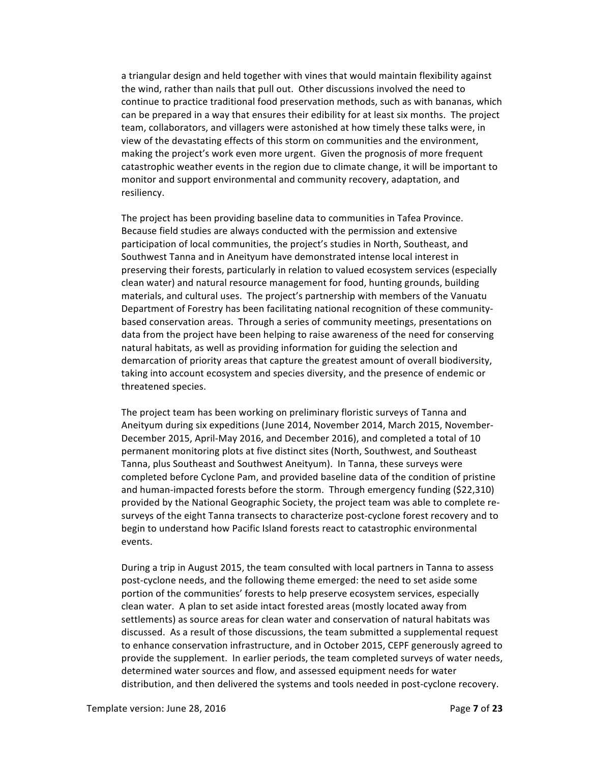a triangular design and held together with vines that would maintain flexibility against the wind, rather than nails that pull out. Other discussions involved the need to continue to practice traditional food preservation methods, such as with bananas, which can be prepared in a way that ensures their edibility for at least six months. The project team, collaborators, and villagers were astonished at how timely these talks were, in view of the devastating effects of this storm on communities and the environment, making the project's work even more urgent. Given the prognosis of more frequent catastrophic weather events in the region due to climate change, it will be important to monitor and support environmental and community recovery, adaptation, and resiliency.

The project has been providing baseline data to communities in Tafea Province. Because field studies are always conducted with the permission and extensive participation of local communities, the project's studies in North, Southeast, and Southwest Tanna and in Aneityum have demonstrated intense local interest in preserving their forests, particularly in relation to valued ecosystem services (especially clean water) and natural resource management for food, hunting grounds, building materials, and cultural uses. The project's partnership with members of the Vanuatu Department of Forestry has been facilitating national recognition of these community-based conservation areas. Through a series of community meetings, presentations on data from the project have been helping to raise awareness of the need for conserving natural habitats, as well as providing information for guiding the selection and demarcation of priority areas that capture the greatest amount of overall biodiversity, taking into account ecosystem and species diversity, and the presence of endemic or threatened species.

The project team has been working on preliminary floristic surveys of Tanna and Aneityum during six expeditions (June 2014, November 2014, March 2015, November-December 2015, April-May 2016, and December 2016), and completed a total of 10 permanent monitoring plots at five distinct sites (North, Southwest, and Southeast Tanna, plus Southeast and Southwest Aneityum). In Tanna, these surveys were completed before Cyclone Pam, and provided baseline data of the condition of pristine and human-impacted forests before the storm. Through emergency funding ($22,310) provided by the National Geographic Society, the project team was able to complete re-surveys of the eight Tanna transects to characterize post-cyclone forest recovery and to begin to understand how Pacific Island forests react to catastrophic environmental events.

During a trip in August 2015, the team consulted with local partners in Tanna to assess post-cyclone needs, and the following theme emerged: the need to set aside some portion of the communities' forests to help preserve ecosystem services, especially clean water. A plan to set aside intact forested areas (mostly located away from settlements) as source areas for clean water and conservation of natural habitats was discussed. As a result of those discussions, the team submitted a supplemental request to enhance conservation infrastructure, and in October 2015, CEPF generously agreed to provide the supplement. In earlier periods, the team completed surveys of water needs, determined water sources and flow, and assessed equipment needs for water distribution, and then delivered the systems and tools needed in post-cyclone recovery.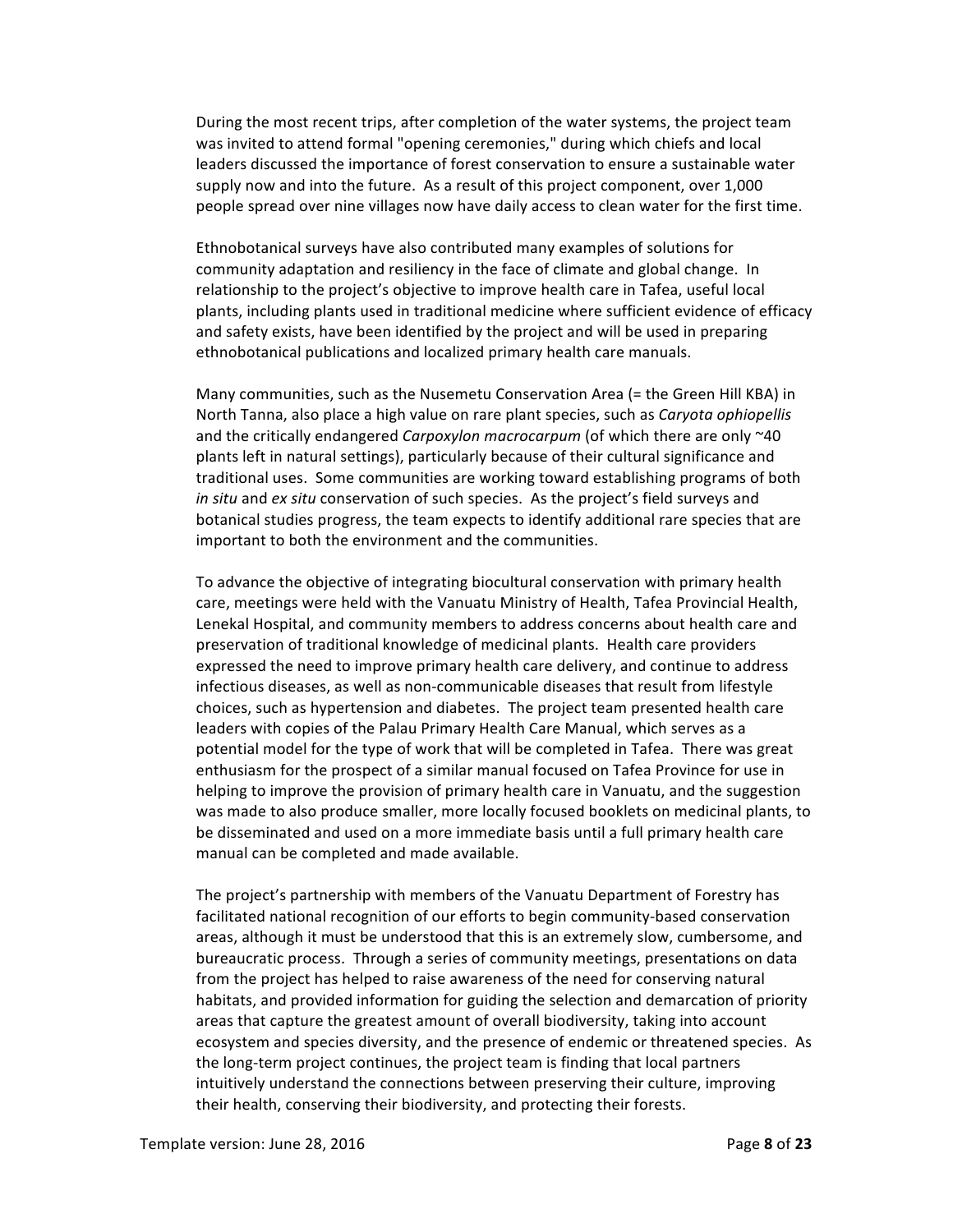During the most recent trips, after completion of the water systems, the project team was invited to attend formal "opening ceremonies," during which chiefs and local leaders discussed the importance of forest conservation to ensure a sustainable water supply now and into the future. As a result of this project component, over 1,000 people spread over nine villages now have daily access to clean water for the first time.

Ethnobotanical surveys have also contributed many examples of solutions for community adaptation and resiliency in the face of climate and global change. In relationship to the project's objective to improve health care in Tafea, useful local plants, including plants used in traditional medicine where sufficient evidence of efficacy and safety exists, have been identified by the project and will be used in preparing ethnobotanical publications and localized primary health care manuals.

Many communities, such as the Nusemetu Conservation Area (= the Green Hill KBA) in North Tanna, also place a high value on rare plant species, such as *Caryota ophiopellis* and the critically endangered *Carpoxylon macrocarpum* (of which there are only ~40 plants left in natural settings), particularly because of their cultural significance and traditional uses. Some communities are working toward establishing programs of both *in situ* and *ex situ* conservation of such species. As the project's field surveys and botanical studies progress, the team expects to identify additional rare species that are important to both the environment and the communities.

To advance the objective of integrating biocultural conservation with primary health care, meetings were held with the Vanuatu Ministry of Health, Tafea Provincial Health, Lenekal Hospital, and community members to address concerns about health care and preservation of traditional knowledge of medicinal plants. Health care providers expressed the need to improve primary health care delivery, and continue to address infectious diseases, as well as non-communicable diseases that result from lifestyle choices, such as hypertension and diabetes. The project team presented health care leaders with copies of the Palau Primary Health Care Manual, which serves as a potential model for the type of work that will be completed in Tafea. There was great enthusiasm for the prospect of a similar manual focused on Tafea Province for use in helping to improve the provision of primary health care in Vanuatu, and the suggestion was made to also produce smaller, more locally focused booklets on medicinal plants, to be disseminated and used on a more immediate basis until a full primary health care manual can be completed and made available.

The project's partnership with members of the Vanuatu Department of Forestry has facilitated national recognition of our efforts to begin community-based conservation areas, although it must be understood that this is an extremely slow, cumbersome, and bureaucratic process. Through a series of community meetings, presentations on data from the project has helped to raise awareness of the need for conserving natural habitats, and provided information for guiding the selection and demarcation of priority areas that capture the greatest amount of overall biodiversity, taking into account ecosystem and species diversity, and the presence of endemic or threatened species. As the long-term project continues, the project team is finding that local partners intuitively understand the connections between preserving their culture, improving their health, conserving their biodiversity, and protecting their forests.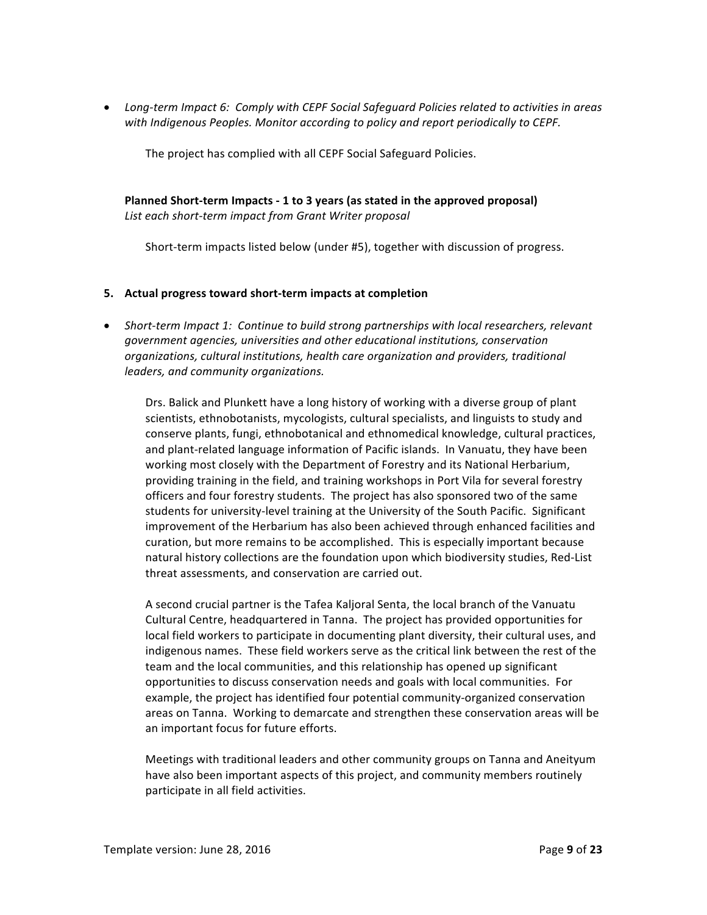- *Long-term Impact 6: Comply with CEPF Social Safeguard Policies related to activities in areas with Indigenous Peoples. Monitor according to policy and report periodically to CEPF.*

  The project has complied with all CEPF Social Safeguard Policies.

**Planned Short-term Impacts - 1 to 3 years (as stated in the approved proposal)**
*List each short-term impact from Grant Writer proposal*

Short-term impacts listed below (under #5), together with discussion of progress.

### 5. Actual progress toward short-term impacts at completion

- *Short-term Impact 1: Continue to build strong partnerships with local researchers, relevant government agencies, universities and other educational institutions, conservation organizations, cultural institutions, health care organization and providers, traditional leaders, and community organizations.*

  Drs. Balick and Plunkett have a long history of working with a diverse group of plant scientists, ethnobotanists, mycologists, cultural specialists, and linguists to study and conserve plants, fungi, ethnobotanical and ethnomedical knowledge, cultural practices, and plant-related language information of Pacific islands. In Vanuatu, they have been working most closely with the Department of Forestry and its National Herbarium, providing training in the field, and training workshops in Port Vila for several forestry officers and four forestry students. The project has also sponsored two of the same students for university-level training at the University of the South Pacific. Significant improvement of the Herbarium has also been achieved through enhanced facilities and curation, but more remains to be accomplished. This is especially important because natural history collections are the foundation upon which biodiversity studies, Red-List threat assessments, and conservation are carried out.

  A second crucial partner is the Tafea Kaljoral Senta, the local branch of the Vanuatu Cultural Centre, headquartered in Tanna. The project has provided opportunities for local field workers to participate in documenting plant diversity, their cultural uses, and indigenous names. These field workers serve as the critical link between the rest of the team and the local communities, and this relationship has opened up significant opportunities to discuss conservation needs and goals with local communities. For example, the project has identified four potential community-organized conservation areas on Tanna. Working to demarcate and strengthen these conservation areas will be an important focus for future efforts.

  Meetings with traditional leaders and other community groups on Tanna and Aneityum have also been important aspects of this project, and community members routinely participate in all field activities.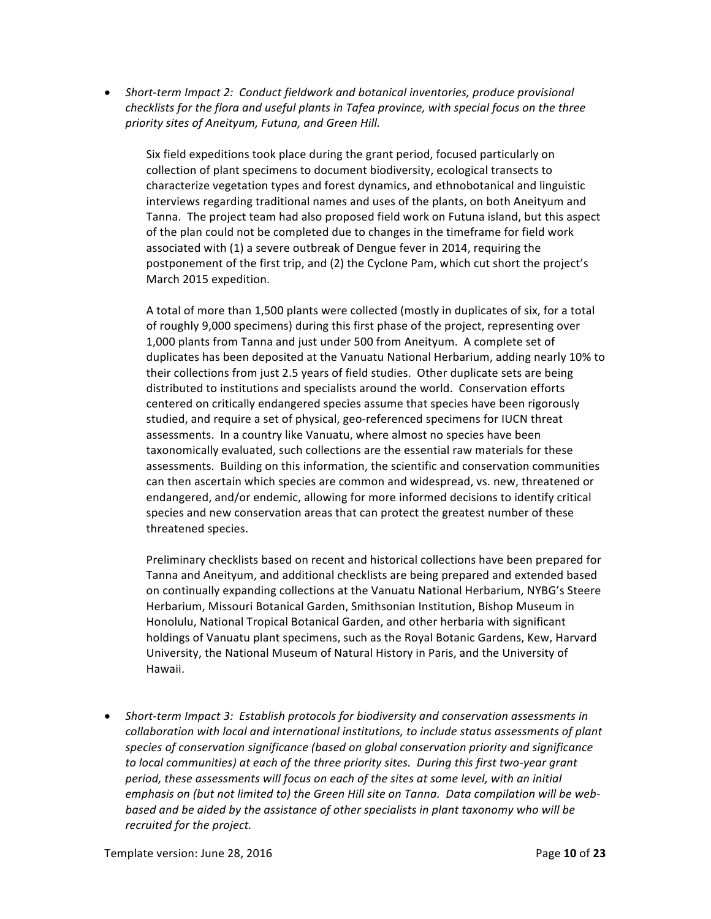- *Short-term Impact 2: Conduct fieldwork and botanical inventories, produce provisional checklists for the flora and useful plants in Tafea province, with special focus on the three priority sites of Aneityum, Futuna, and Green Hill.*

  Six field expeditions took place during the grant period, focused particularly on collection of plant specimens to document biodiversity, ecological transects to characterize vegetation types and forest dynamics, and ethnobotanical and linguistic interviews regarding traditional names and uses of the plants, on both Aneityum and Tanna. The project team had also proposed field work on Futuna island, but this aspect of the plan could not be completed due to changes in the timeframe for field work associated with (1) a severe outbreak of Dengue fever in 2014, requiring the postponement of the first trip, and (2) the Cyclone Pam, which cut short the project's March 2015 expedition.

  A total of more than 1,500 plants were collected (mostly in duplicates of six, for a total of roughly 9,000 specimens) during this first phase of the project, representing over 1,000 plants from Tanna and just under 500 from Aneityum. A complete set of duplicates has been deposited at the Vanuatu National Herbarium, adding nearly 10% to their collections from just 2.5 years of field studies. Other duplicate sets are being distributed to institutions and specialists around the world. Conservation efforts centered on critically endangered species assume that species have been rigorously studied, and require a set of physical, geo-referenced specimens for IUCN threat assessments. In a country like Vanuatu, where almost no species have been taxonomically evaluated, such collections are the essential raw materials for these assessments. Building on this information, the scientific and conservation communities can then ascertain which species are common and widespread, vs. new, threatened or endangered, and/or endemic, allowing for more informed decisions to identify critical species and new conservation areas that can protect the greatest number of these threatened species.

  Preliminary checklists based on recent and historical collections have been prepared for Tanna and Aneityum, and additional checklists are being prepared and extended based on continually expanding collections at the Vanuatu National Herbarium, NYBG's Steere Herbarium, Missouri Botanical Garden, Smithsonian Institution, Bishop Museum in Honolulu, National Tropical Botanical Garden, and other herbaria with significant holdings of Vanuatu plant specimens, such as the Royal Botanic Gardens, Kew, Harvard University, the National Museum of Natural History in Paris, and the University of Hawaii.

- *Short-term Impact 3: Establish protocols for biodiversity and conservation assessments in collaboration with local and international institutions, to include status assessments of plant species of conservation significance (based on global conservation priority and significance to local communities) at each of the three priority sites. During this first two-year grant period, these assessments will focus on each of the sites at some level, with an initial emphasis on (but not limited to) the Green Hill site on Tanna. Data compilation will be web-based and be aided by the assistance of other specialists in plant taxonomy who will be recruited for the project.*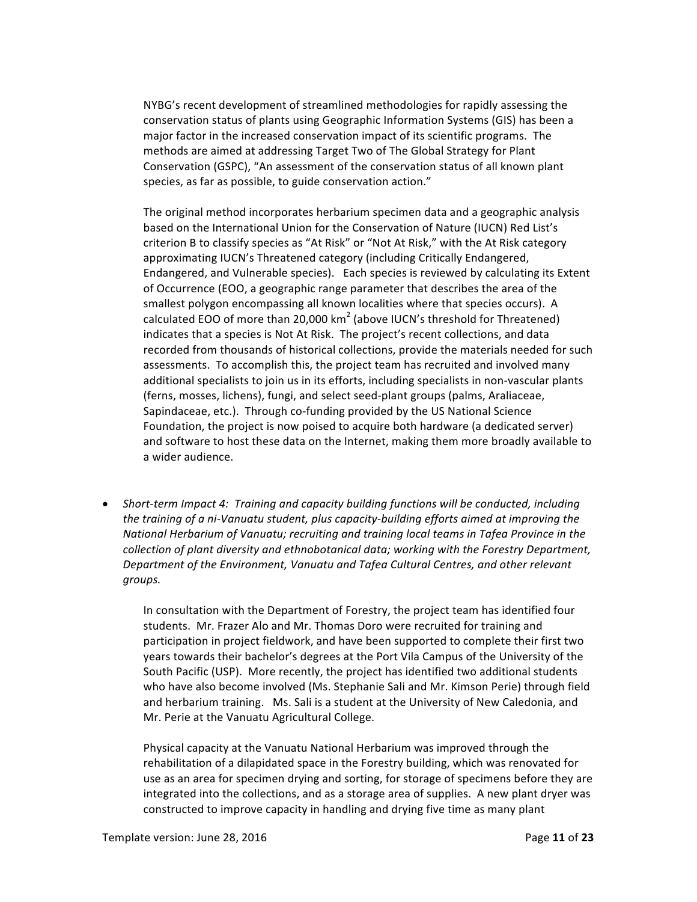NYBG's recent development of streamlined methodologies for rapidly assessing the conservation status of plants using Geographic Information Systems (GIS) has been a major factor in the increased conservation impact of its scientific programs. The methods are aimed at addressing Target Two of The Global Strategy for Plant Conservation (GSPC), "An assessment of the conservation status of all known plant species, as far as possible, to guide conservation action."

The original method incorporates herbarium specimen data and a geographic analysis based on the International Union for the Conservation of Nature (IUCN) Red List's criterion B to classify species as "At Risk" or "Not At Risk," with the At Risk category approximating IUCN's Threatened category (including Critically Endangered, Endangered, and Vulnerable species). Each species is reviewed by calculating its Extent of Occurrence (EOO, a geographic range parameter that describes the area of the smallest polygon encompassing all known localities where that species occurs). A calculated EOO of more than 20,000 km$^2$ (above IUCN's threshold for Threatened) indicates that a species is Not At Risk. The project's recent collections, and data recorded from thousands of historical collections, provide the materials needed for such assessments. To accomplish this, the project team has recruited and involved many additional specialists to join us in its efforts, including specialists in non-vascular plants (ferns, mosses, lichens), fungi, and select seed-plant groups (palms, Araliaceae, Sapindaceae, etc.). Through co-funding provided by the US National Science Foundation, the project is now poised to acquire both hardware (a dedicated server) and software to host these data on the Internet, making them more broadly available to a wider audience.

- *Short-term Impact 4: Training and capacity building functions will be conducted, including the training of a ni-Vanuatu student, plus capacity-building efforts aimed at improving the National Herbarium of Vanuatu; recruiting and training local teams in Tafea Province in the collection of plant diversity and ethnobotanical data; working with the Forestry Department, Department of the Environment, Vanuatu and Tafea Cultural Centres, and other relevant groups.*

  In consultation with the Department of Forestry, the project team has identified four students. Mr. Frazer Alo and Mr. Thomas Doro were recruited for training and participation in project fieldwork, and have been supported to complete their first two years towards their bachelor's degrees at the Port Vila Campus of the University of the South Pacific (USP). More recently, the project has identified two additional students who have also become involved (Ms. Stephanie Sali and Mr. Kimson Perie) through field and herbarium training. Ms. Sali is a student at the University of New Caledonia, and Mr. Perie at the Vanuatu Agricultural College.

  Physical capacity at the Vanuatu National Herbarium was improved through the rehabilitation of a dilapidated space in the Forestry building, which was renovated for use as an area for specimen drying and sorting, for storage of specimens before they are integrated into the collections, and as a storage area of supplies. A new plant dryer was constructed to improve capacity in handling and drying five time as many plant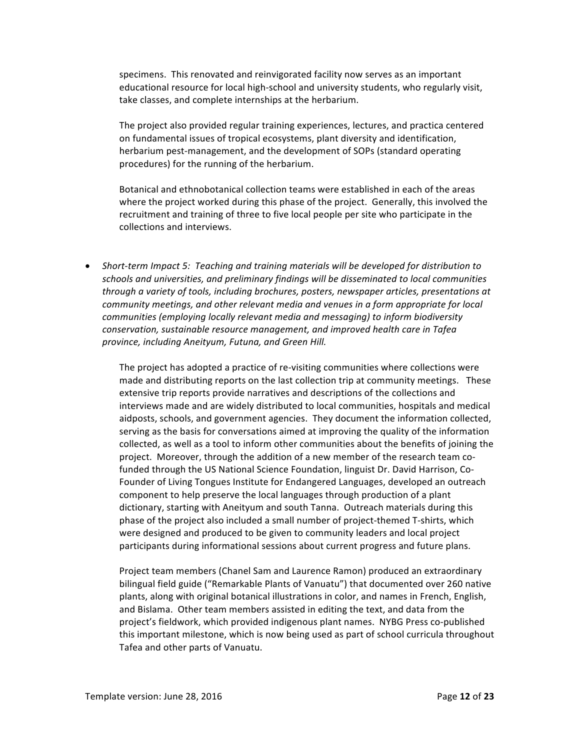specimens. This renovated and reinvigorated facility now serves as an important educational resource for local high-school and university students, who regularly visit, take classes, and complete internships at the herbarium.

The project also provided regular training experiences, lectures, and practica centered on fundamental issues of tropical ecosystems, plant diversity and identification, herbarium pest-management, and the development of SOPs (standard operating procedures) for the running of the herbarium.

Botanical and ethnobotanical collection teams were established in each of the areas where the project worked during this phase of the project. Generally, this involved the recruitment and training of three to five local people per site who participate in the collections and interviews.

- *Short-term Impact 5: Teaching and training materials will be developed for distribution to schools and universities, and preliminary findings will be disseminated to local communities through a variety of tools, including brochures, posters, newspaper articles, presentations at community meetings, and other relevant media and venues in a form appropriate for local communities (employing locally relevant media and messaging) to inform biodiversity conservation, sustainable resource management, and improved health care in Tafea province, including Aneityum, Futuna, and Green Hill.*

  The project has adopted a practice of re-visiting communities where collections were made and distributing reports on the last collection trip at community meetings. These extensive trip reports provide narratives and descriptions of the collections and interviews made and are widely distributed to local communities, hospitals and medical aidposts, schools, and government agencies. They document the information collected, serving as the basis for conversations aimed at improving the quality of the information collected, as well as a tool to inform other communities about the benefits of joining the project. Moreover, through the addition of a new member of the research team co-funded through the US National Science Foundation, linguist Dr. David Harrison, Co-Founder of Living Tongues Institute for Endangered Languages, developed an outreach component to help preserve the local languages through production of a plant dictionary, starting with Aneityum and south Tanna. Outreach materials during this phase of the project also included a small number of project-themed T-shirts, which were designed and produced to be given to community leaders and local project participants during informational sessions about current progress and future plans.

  Project team members (Chanel Sam and Laurence Ramon) produced an extraordinary bilingual field guide ("Remarkable Plants of Vanuatu") that documented over 260 native plants, along with original botanical illustrations in color, and names in French, English, and Bislama. Other team members assisted in editing the text, and data from the project's fieldwork, which provided indigenous plant names. NYBG Press co-published this important milestone, which is now being used as part of school curricula throughout Tafea and other parts of Vanuatu.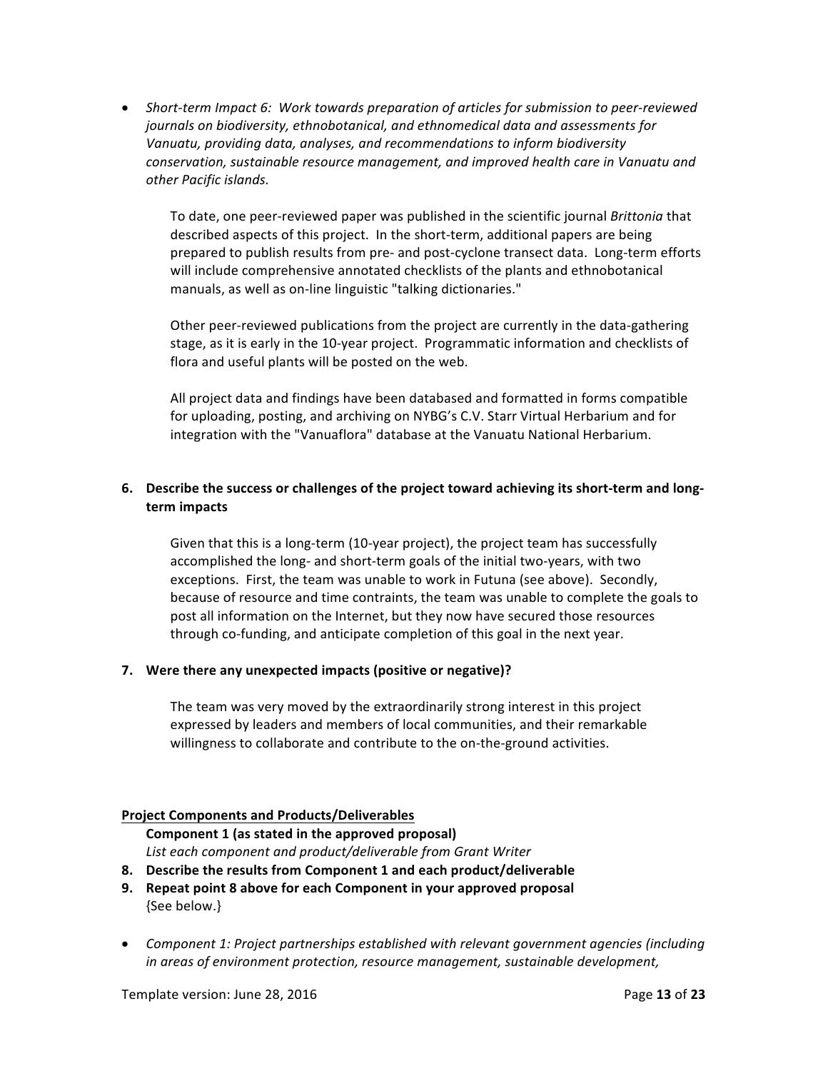- *Short-term Impact 6: Work towards preparation of articles for submission to peer-reviewed journals on biodiversity, ethnobotanical, and ethnomedical data and assessments for Vanuatu, providing data, analyses, and recommendations to inform biodiversity conservation, sustainable resource management, and improved health care in Vanuatu and other Pacific islands.*

  To date, one peer-reviewed paper was published in the scientific journal *Brittonia* that described aspects of this project. In the short-term, additional papers are being prepared to publish results from pre- and post-cyclone transect data. Long-term efforts will include comprehensive annotated checklists of the plants and ethnobotanical manuals, as well as on-line linguistic "talking dictionaries."

  Other peer-reviewed publications from the project are currently in the data-gathering stage, as it is early in the 10-year project. Programmatic information and checklists of flora and useful plants will be posted on the web.

  All project data and findings have been databased and formatted in forms compatible for uploading, posting, and archiving on NYBG's C.V. Starr Virtual Herbarium and for integration with the "Vanuaflora" database at the Vanuatu National Herbarium.

**6. Describe the success or challenges of the project toward achieving its short-term and long-term impacts**

Given that this is a long-term (10-year project), the project team has successfully accomplished the long- and short-term goals of the initial two-years, with two exceptions. First, the team was unable to work in Futuna (see above). Secondly, because of resource and time contraints, the team was unable to complete the goals to post all information on the Internet, but they now have secured those resources through co-funding, and anticipate completion of this goal in the next year.

**7. Were there any unexpected impacts (positive or negative)?**

The team was very moved by the extraordinarily strong interest in this project expressed by leaders and members of local communities, and their remarkable willingness to collaborate and contribute to the on-the-ground activities.

**<u>Project Components and Products/Deliverables</u>**

**Component 1 (as stated in the approved proposal)**

*List each component and product/deliverable from Grant Writer*

**8. Describe the results from Component 1 and each product/deliverable**

**9. Repeat point 8 above for each Component in your approved proposal**

{See below.}

- *Component 1: Project partnerships established with relevant government agencies (including in areas of environment protection, resource management, sustainable development,*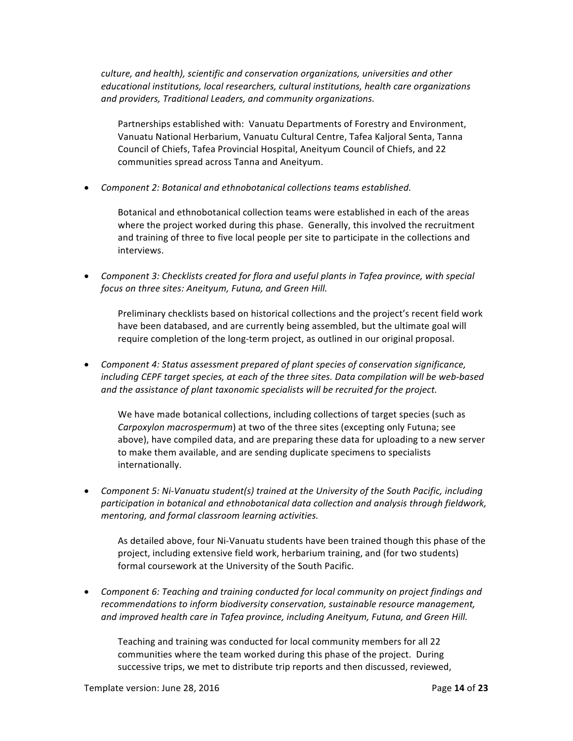*culture, and health), scientific and conservation organizations, universities and other educational institutions, local researchers, cultural institutions, health care organizations and providers, Traditional Leaders, and community organizations.*

Partnerships established with: Vanuatu Departments of Forestry and Environment, Vanuatu National Herbarium, Vanuatu Cultural Centre, Tafea Kaljoral Senta, Tanna Council of Chiefs, Tafea Provincial Hospital, Aneityum Council of Chiefs, and 22 communities spread across Tanna and Aneityum.

- *Component 2: Botanical and ethnobotanical collections teams established.*

  Botanical and ethnobotanical collection teams were established in each of the areas where the project worked during this phase. Generally, this involved the recruitment and training of three to five local people per site to participate in the collections and interviews.

- *Component 3: Checklists created for flora and useful plants in Tafea province, with special focus on three sites: Aneityum, Futuna, and Green Hill.*

  Preliminary checklists based on historical collections and the project's recent field work have been databased, and are currently being assembled, but the ultimate goal will require completion of the long-term project, as outlined in our original proposal.

- *Component 4: Status assessment prepared of plant species of conservation significance, including CEPF target species, at each of the three sites. Data compilation will be web-based and the assistance of plant taxonomic specialists will be recruited for the project.*

  We have made botanical collections, including collections of target species (such as *Carpoxylon macrospermum*) at two of the three sites (excepting only Futuna; see above), have compiled data, and are preparing these data for uploading to a new server to make them available, and are sending duplicate specimens to specialists internationally.

- *Component 5: Ni-Vanuatu student(s) trained at the University of the South Pacific, including participation in botanical and ethnobotanical data collection and analysis through fieldwork, mentoring, and formal classroom learning activities.*

  As detailed above, four Ni-Vanuatu students have been trained though this phase of the project, including extensive field work, herbarium training, and (for two students) formal coursework at the University of the South Pacific.

- *Component 6: Teaching and training conducted for local community on project findings and recommendations to inform biodiversity conservation, sustainable resource management, and improved health care in Tafea province, including Aneityum, Futuna, and Green Hill.*

  Teaching and training was conducted for local community members for all 22 communities where the team worked during this phase of the project. During successive trips, we met to distribute trip reports and then discussed, reviewed,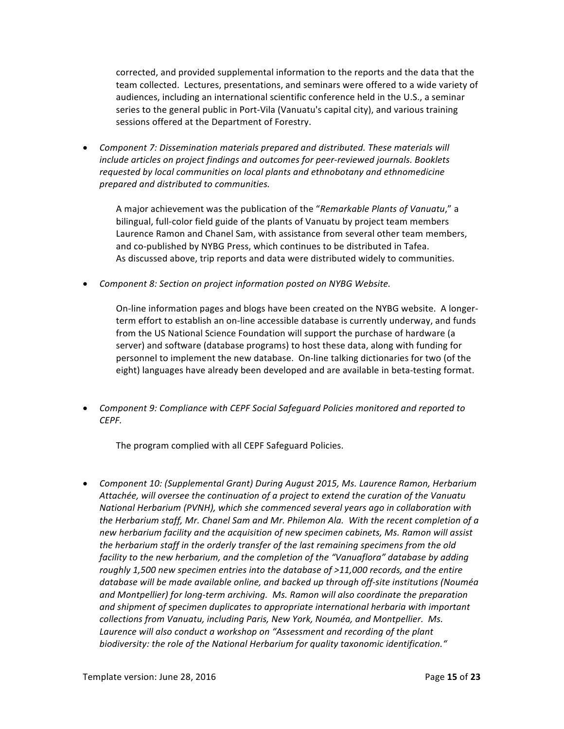corrected, and provided supplemental information to the reports and the data that the team collected. Lectures, presentations, and seminars were offered to a wide variety of audiences, including an international scientific conference held in the U.S., a seminar series to the general public in Port-Vila (Vanuatu's capital city), and various training sessions offered at the Department of Forestry.

- *Component 7: Dissemination materials prepared and distributed. These materials will include articles on project findings and outcomes for peer-reviewed journals. Booklets requested by local communities on local plants and ethnobotany and ethnomedicine prepared and distributed to communities.*

  A major achievement was the publication of the "*Remarkable Plants of Vanuatu*," a bilingual, full-color field guide of the plants of Vanuatu by project team members Laurence Ramon and Chanel Sam, with assistance from several other team members, and co-published by NYBG Press, which continues to be distributed in Tafea. As discussed above, trip reports and data were distributed widely to communities.

- *Component 8: Section on project information posted on NYBG Website.*

  On-line information pages and blogs have been created on the NYBG website. A longer-term effort to establish an on-line accessible database is currently underway, and funds from the US National Science Foundation will support the purchase of hardware (a server) and software (database programs) to host these data, along with funding for personnel to implement the new database. On-line talking dictionaries for two (of the eight) languages have already been developed and are available in beta-testing format.

- *Component 9: Compliance with CEPF Social Safeguard Policies monitored and reported to CEPF.*

  The program complied with all CEPF Safeguard Policies.

- *Component 10: (Supplemental Grant) During August 2015, Ms. Laurence Ramon, Herbarium Attachée, will oversee the continuation of a project to extend the curation of the Vanuatu National Herbarium (PVNH), which she commenced several years ago in collaboration with the Herbarium staff, Mr. Chanel Sam and Mr. Philemon Ala. With the recent completion of a new herbarium facility and the acquisition of new specimen cabinets, Ms. Ramon will assist the herbarium staff in the orderly transfer of the last remaining specimens from the old facility to the new herbarium, and the completion of the "Vanuaflora" database by adding roughly 1,500 new specimen entries into the database of >11,000 records, and the entire database will be made available online, and backed up through off-site institutions (Nouméa and Montpellier) for long-term archiving. Ms. Ramon will also coordinate the preparation and shipment of specimen duplicates to appropriate international herbaria with important collections from Vanuatu, including Paris, New York, Nouméa, and Montpellier. Ms. Laurence will also conduct a workshop on "Assessment and recording of the plant biodiversity: the role of the National Herbarium for quality taxonomic identification."*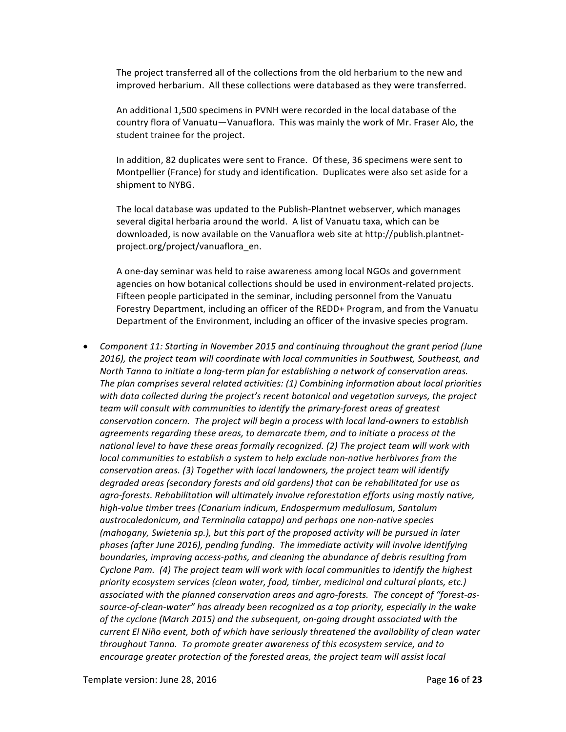The project transferred all of the collections from the old herbarium to the new and improved herbarium. All these collections were databased as they were transferred.

An additional 1,500 specimens in PVNH were recorded in the local database of the country flora of Vanuatu—Vanuaflora. This was mainly the work of Mr. Fraser Alo, the student trainee for the project.

In addition, 82 duplicates were sent to France. Of these, 36 specimens were sent to Montpellier (France) for study and identification. Duplicates were also set aside for a shipment to NYBG.

The local database was updated to the Publish-Plantnet webserver, which manages several digital herbaria around the world. A list of Vanuatu taxa, which can be downloaded, is now available on the Vanuaflora web site at http://publish.plantnet-project.org/project/vanuaflora_en.

A one-day seminar was held to raise awareness among local NGOs and government agencies on how botanical collections should be used in environment-related projects. Fifteen people participated in the seminar, including personnel from the Vanuatu Forestry Department, including an officer of the REDD+ Program, and from the Vanuatu Department of the Environment, including an officer of the invasive species program.

- *Component 11: Starting in November 2015 and continuing throughout the grant period (June 2016), the project team will coordinate with local communities in Southwest, Southeast, and North Tanna to initiate a long-term plan for establishing a network of conservation areas. The plan comprises several related activities: (1) Combining information about local priorities with data collected during the project's recent botanical and vegetation surveys, the project team will consult with communities to identify the primary-forest areas of greatest conservation concern. The project will begin a process with local land-owners to establish agreements regarding these areas, to demarcate them, and to initiate a process at the national level to have these areas formally recognized. (2) The project team will work with local communities to establish a system to help exclude non-native herbivores from the conservation areas. (3) Together with local landowners, the project team will identify degraded areas (secondary forests and old gardens) that can be rehabilitated for use as agro-forests. Rehabilitation will ultimately involve reforestation efforts using mostly native, high-value timber trees (Canarium indicum, Endospermum medullosum, Santalum austrocaledonicum, and Terminalia catappa) and perhaps one non-native species (mahogany, Swietenia sp.), but this part of the proposed activity will be pursued in later phases (after June 2016), pending funding. The immediate activity will involve identifying boundaries, improving access-paths, and cleaning the abundance of debris resulting from Cyclone Pam. (4) The project team will work with local communities to identify the highest priority ecosystem services (clean water, food, timber, medicinal and cultural plants, etc.) associated with the planned conservation areas and agro-forests. The concept of "forest-as-source-of-clean-water" has already been recognized as a top priority, especially in the wake of the cyclone (March 2015) and the subsequent, on-going drought associated with the current El Niño event, both of which have seriously threatened the availability of clean water throughout Tanna. To promote greater awareness of this ecosystem service, and to encourage greater protection of the forested areas, the project team will assist local*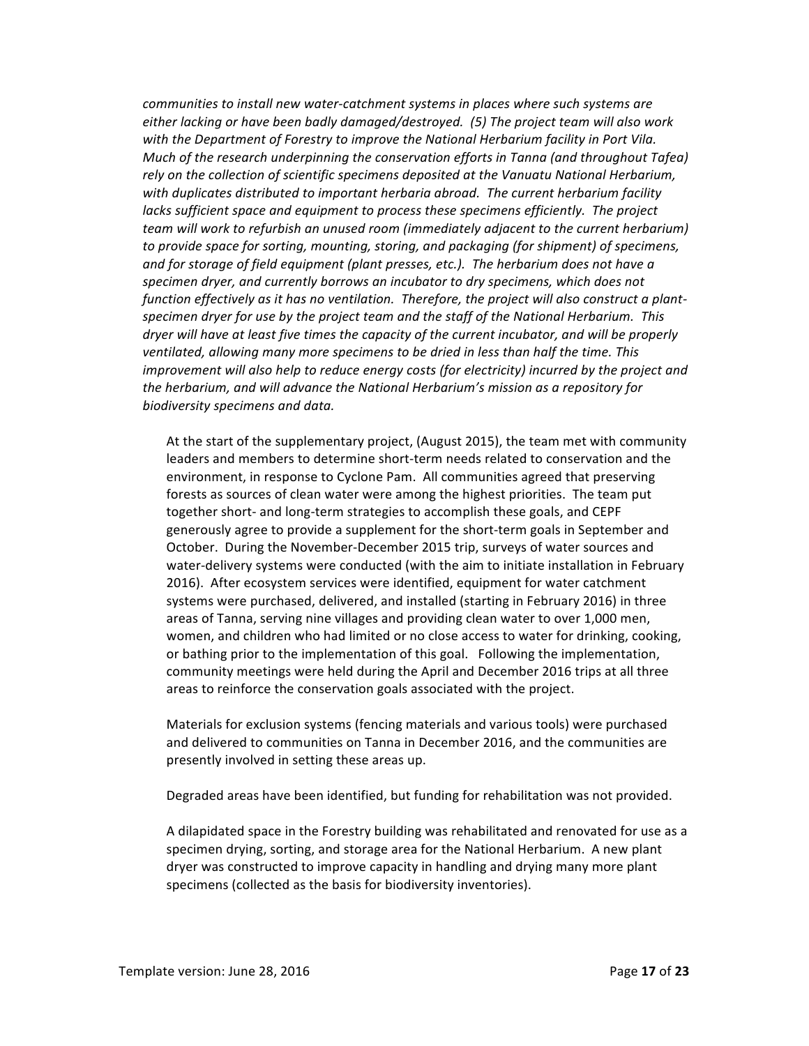*communities to install new water-catchment systems in places where such systems are either lacking or have been badly damaged/destroyed. (5) The project team will also work with the Department of Forestry to improve the National Herbarium facility in Port Vila. Much of the research underpinning the conservation efforts in Tanna (and throughout Tafea) rely on the collection of scientific specimens deposited at the Vanuatu National Herbarium, with duplicates distributed to important herbaria abroad. The current herbarium facility lacks sufficient space and equipment to process these specimens efficiently. The project team will work to refurbish an unused room (immediately adjacent to the current herbarium) to provide space for sorting, mounting, storing, and packaging (for shipment) of specimens, and for storage of field equipment (plant presses, etc.). The herbarium does not have a specimen dryer, and currently borrows an incubator to dry specimens, which does not function effectively as it has no ventilation. Therefore, the project will also construct a plant-specimen dryer for use by the project team and the staff of the National Herbarium. This dryer will have at least five times the capacity of the current incubator, and will be properly ventilated, allowing many more specimens to be dried in less than half the time. This improvement will also help to reduce energy costs (for electricity) incurred by the project and the herbarium, and will advance the National Herbarium's mission as a repository for biodiversity specimens and data.*

At the start of the supplementary project, (August 2015), the team met with community leaders and members to determine short-term needs related to conservation and the environment, in response to Cyclone Pam. All communities agreed that preserving forests as sources of clean water were among the highest priorities. The team put together short- and long-term strategies to accomplish these goals, and CEPF generously agree to provide a supplement for the short-term goals in September and October. During the November-December 2015 trip, surveys of water sources and water-delivery systems were conducted (with the aim to initiate installation in February 2016). After ecosystem services were identified, equipment for water catchment systems were purchased, delivered, and installed (starting in February 2016) in three areas of Tanna, serving nine villages and providing clean water to over 1,000 men, women, and children who had limited or no close access to water for drinking, cooking, or bathing prior to the implementation of this goal. Following the implementation, community meetings were held during the April and December 2016 trips at all three areas to reinforce the conservation goals associated with the project.

Materials for exclusion systems (fencing materials and various tools) were purchased and delivered to communities on Tanna in December 2016, and the communities are presently involved in setting these areas up.

Degraded areas have been identified, but funding for rehabilitation was not provided.

A dilapidated space in the Forestry building was rehabilitated and renovated for use as a specimen drying, sorting, and storage area for the National Herbarium. A new plant dryer was constructed to improve capacity in handling and drying many more plant specimens (collected as the basis for biodiversity inventories).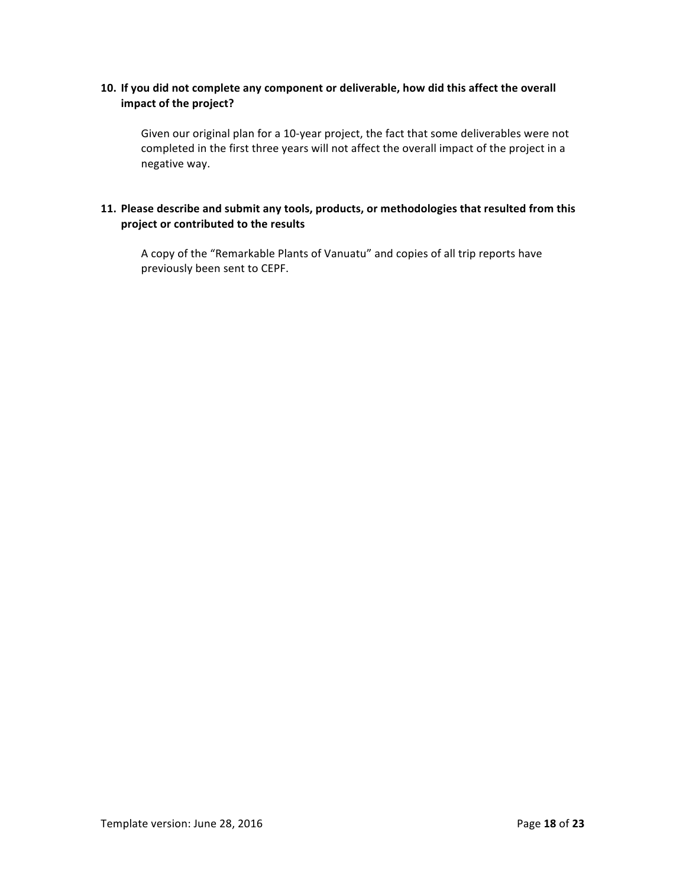**10. If you did not complete any component or deliverable, how did this affect the overall impact of the project?**

Given our original plan for a 10-year project, the fact that some deliverables were not completed in the first three years will not affect the overall impact of the project in a negative way.

**11. Please describe and submit any tools, products, or methodologies that resulted from this project or contributed to the results**

A copy of the "Remarkable Plants of Vanuatu" and copies of all trip reports have previously been sent to CEPF.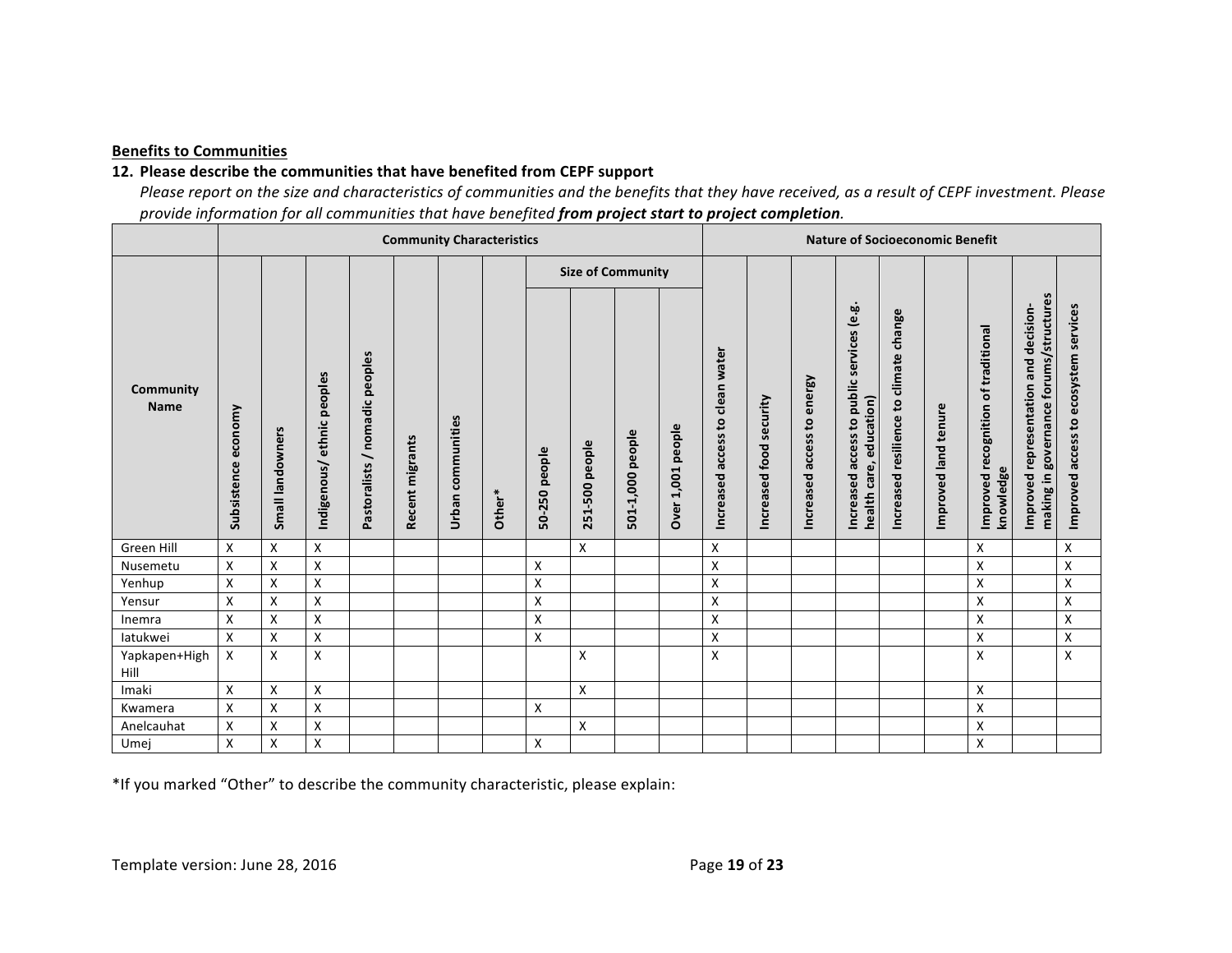**Benefits to Communities**

**12. Please describe the communities that have benefited from CEPF support**

*Please report on the size and characteristics of communities and the benefits that they have received, as a result of CEPF investment. Please provide information for all communities that have benefited* ***from project start to project completion****.*

| | Community Characteristics | | | | | | | | | | | Nature of Socioeconomic Benefit | | | | | | | | |
|---|---|---|---|---|---|---|---|---|---|---|---|---|---|---|---|---|---|---|---|---|
| | | | | | | | | Size of Community | | | | | | | | | | | | |
| Community Name | Subsistence economy | Small landowners | Indigenous/ ethnic peoples | Pastoralists / nomadic peoples | Recent migrants | Urban communities | Other* | 50-250 people | 251-500 people | 501-1,000 people | Over 1,001 people | Increased access to clean water | Increased food security | Increased access to energy | Increased access to public services (e.g. health care, education) | Increased resilience to climate change | Improved land tenure | Improved recognition of traditional knowledge | Improved representation and decision-making in governance forums/structures | Improved access to ecosystem services |
| Green Hill | X | X | X | | | | | | X | | | X | | | | | | X | | X |
| Nusemetu | X | X | X | | | | | X | | | | X | | | | | | X | | X |
| Yenhup | X | X | X | | | | | X | | | | X | | | | | | X | | X |
| Yensur | X | X | X | | | | | X | | | | X | | | | | | X | | X |
| Inemra | X | X | X | | | | | X | | | | X | | | | | | X | | X |
| Iatukwei | X | X | X | | | | | X | | | | X | | | | | | X | | X |
| Yapkapen+High Hill | X | X | X | | | | | | X | | | X | | | | | | X | | X |
| Imaki | X | X | X | | | | | | X | | | | | | | | | X | | |
| Kwamera | X | X | X | | | | | X | | | | | | | | | | X | | |
| Anelcauhat | X | X | X | | | | | | X | | | | | | | | | X | | |
| Umej | X | X | X | | | | | X | | | | | | | | | | X | | |

*If you marked "Other" to describe the community characteristic, please explain: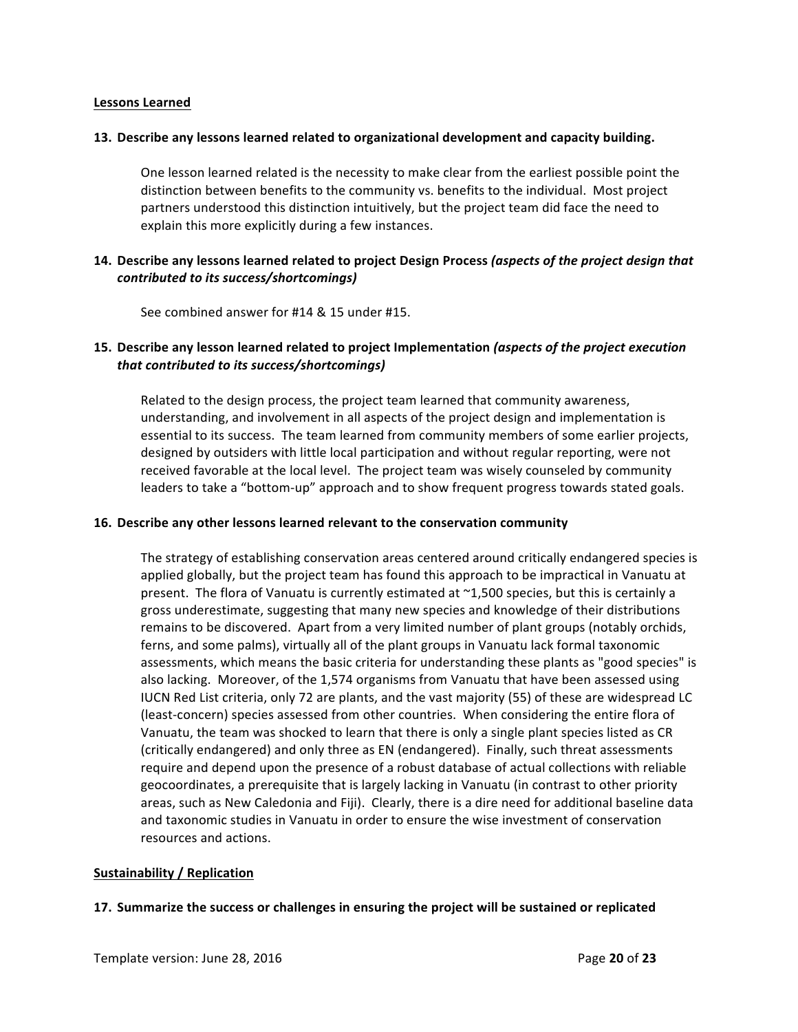**Lessons Learned**

**13. Describe any lessons learned related to organizational development and capacity building.**

One lesson learned related is the necessity to make clear from the earliest possible point the distinction between benefits to the community vs. benefits to the individual. Most project partners understood this distinction intuitively, but the project team did face the need to explain this more explicitly during a few instances.

**14. Describe any lessons learned related to project Design Process *(aspects of the project design that contributed to its success/shortcomings)***

See combined answer for #14 & 15 under #15.

**15. Describe any lesson learned related to project Implementation *(aspects of the project execution that contributed to its success/shortcomings)***

Related to the design process, the project team learned that community awareness, understanding, and involvement in all aspects of the project design and implementation is essential to its success. The team learned from community members of some earlier projects, designed by outsiders with little local participation and without regular reporting, were not received favorable at the local level. The project team was wisely counseled by community leaders to take a "bottom-up" approach and to show frequent progress towards stated goals.

**16. Describe any other lessons learned relevant to the conservation community**

The strategy of establishing conservation areas centered around critically endangered species is applied globally, but the project team has found this approach to be impractical in Vanuatu at present. The flora of Vanuatu is currently estimated at ~1,500 species, but this is certainly a gross underestimate, suggesting that many new species and knowledge of their distributions remains to be discovered. Apart from a very limited number of plant groups (notably orchids, ferns, and some palms), virtually all of the plant groups in Vanuatu lack formal taxonomic assessments, which means the basic criteria for understanding these plants as "good species" is also lacking. Moreover, of the 1,574 organisms from Vanuatu that have been assessed using IUCN Red List criteria, only 72 are plants, and the vast majority (55) of these are widespread LC (least-concern) species assessed from other countries. When considering the entire flora of Vanuatu, the team was shocked to learn that there is only a single plant species listed as CR (critically endangered) and only three as EN (endangered). Finally, such threat assessments require and depend upon the presence of a robust database of actual collections with reliable geocoordinates, a prerequisite that is largely lacking in Vanuatu (in contrast to other priority areas, such as New Caledonia and Fiji). Clearly, there is a dire need for additional baseline data and taxonomic studies in Vanuatu in order to ensure the wise investment of conservation resources and actions.

**Sustainability / Replication**

**17. Summarize the success or challenges in ensuring the project will be sustained or replicated**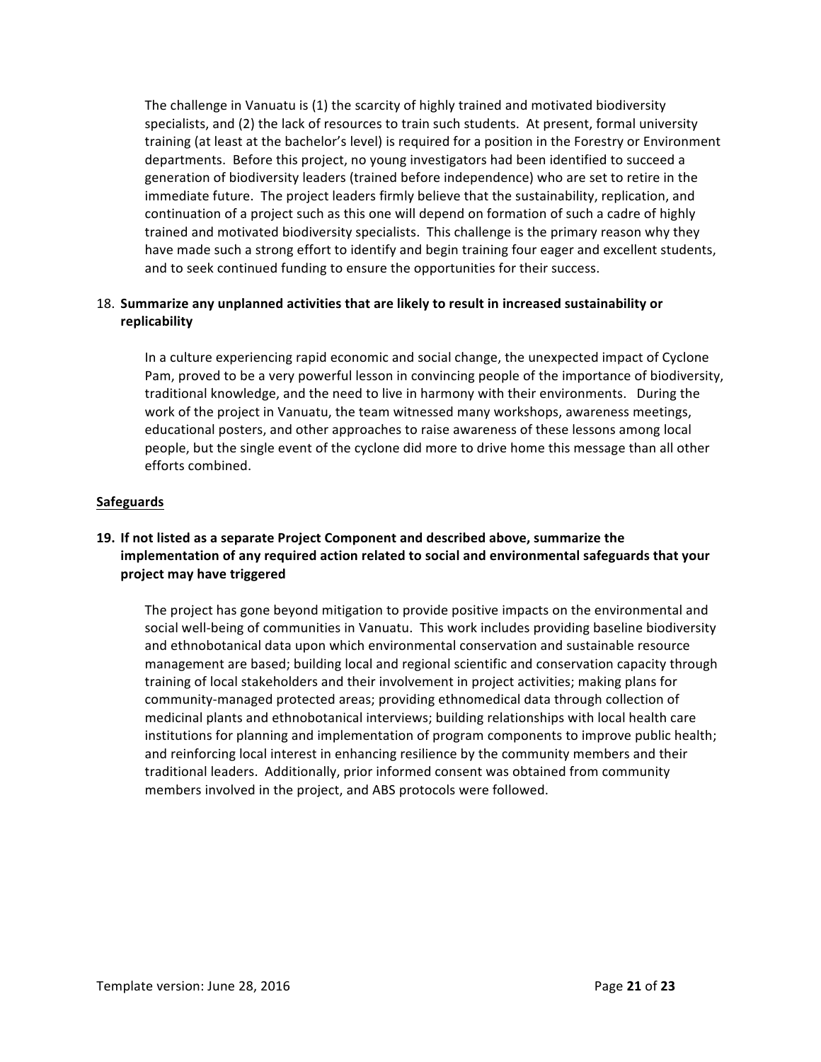The challenge in Vanuatu is (1) the scarcity of highly trained and motivated biodiversity specialists, and (2) the lack of resources to train such students. At present, formal university training (at least at the bachelor's level) is required for a position in the Forestry or Environment departments. Before this project, no young investigators had been identified to succeed a generation of biodiversity leaders (trained before independence) who are set to retire in the immediate future. The project leaders firmly believe that the sustainability, replication, and continuation of a project such as this one will depend on formation of such a cadre of highly trained and motivated biodiversity specialists. This challenge is the primary reason why they have made such a strong effort to identify and begin training four eager and excellent students, and to seek continued funding to ensure the opportunities for their success.

18. **Summarize any unplanned activities that are likely to result in increased sustainability or replicability**

In a culture experiencing rapid economic and social change, the unexpected impact of Cyclone Pam, proved to be a very powerful lesson in convincing people of the importance of biodiversity, traditional knowledge, and the need to live in harmony with their environments. During the work of the project in Vanuatu, the team witnessed many workshops, awareness meetings, educational posters, and other approaches to raise awareness of these lessons among local people, but the single event of the cyclone did more to drive home this message than all other efforts combined.

## Safeguards

**19. If not listed as a separate Project Component and described above, summarize the implementation of any required action related to social and environmental safeguards that your project may have triggered**

The project has gone beyond mitigation to provide positive impacts on the environmental and social well-being of communities in Vanuatu. This work includes providing baseline biodiversity and ethnobotanical data upon which environmental conservation and sustainable resource management are based; building local and regional scientific and conservation capacity through training of local stakeholders and their involvement in project activities; making plans for community-managed protected areas; providing ethnomedical data through collection of medicinal plants and ethnobotanical interviews; building relationships with local health care institutions for planning and implementation of program components to improve public health; and reinforcing local interest in enhancing resilience by the community members and their traditional leaders. Additionally, prior informed consent was obtained from community members involved in the project, and ABS protocols were followed.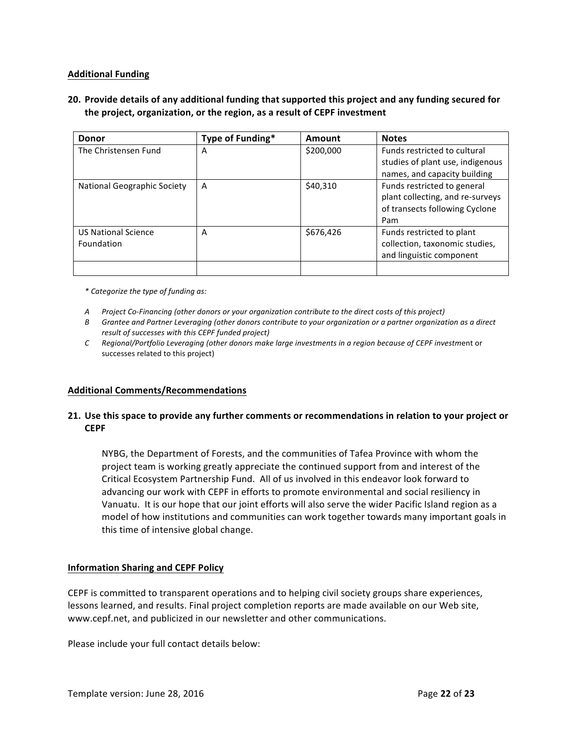**Additional Funding**

**20. Provide details of any additional funding that supported this project and any funding secured for the project, organization, or the region, as a result of CEPF investment**

| Donor | Type of Funding* | Amount | Notes |
|---|---|---|---|
| The Christensen Fund | A | $200,000 | Funds restricted to cultural studies of plant use, indigenous names, and capacity building |
| National Geographic Society | A | $40,310 | Funds restricted to general plant collecting, and re-surveys of transects following Cyclone Pam |
| US National Science Foundation | A | $676,426 | Funds restricted to plant collection, taxonomic studies, and linguistic component |
| | | | |

*\* Categorize the type of funding as:*

*A Project Co-Financing (other donors or your organization contribute to the direct costs of this project)*

*B Grantee and Partner Leveraging (other donors contribute to your organization or a partner organization as a direct result of successes with this CEPF funded project)*

*C Regional/Portfolio Leveraging (other donors make large investments in a region because of CEPF invest*ment or successes related to this project)

**Additional Comments/Recommendations**

**21. Use this space to provide any further comments or recommendations in relation to your project or CEPF**

NYBG, the Department of Forests, and the communities of Tafea Province with whom the project team is working greatly appreciate the continued support from and interest of the Critical Ecosystem Partnership Fund. All of us involved in this endeavor look forward to advancing our work with CEPF in efforts to promote environmental and social resiliency in Vanuatu. It is our hope that our joint efforts will also serve the wider Pacific Island region as a model of how institutions and communities can work together towards many important goals in this time of intensive global change.

**Information Sharing and CEPF Policy**

CEPF is committed to transparent operations and to helping civil society groups share experiences, lessons learned, and results. Final project completion reports are made available on our Web site, www.cepf.net, and publicized in our newsletter and other communications.

Please include your full contact details below: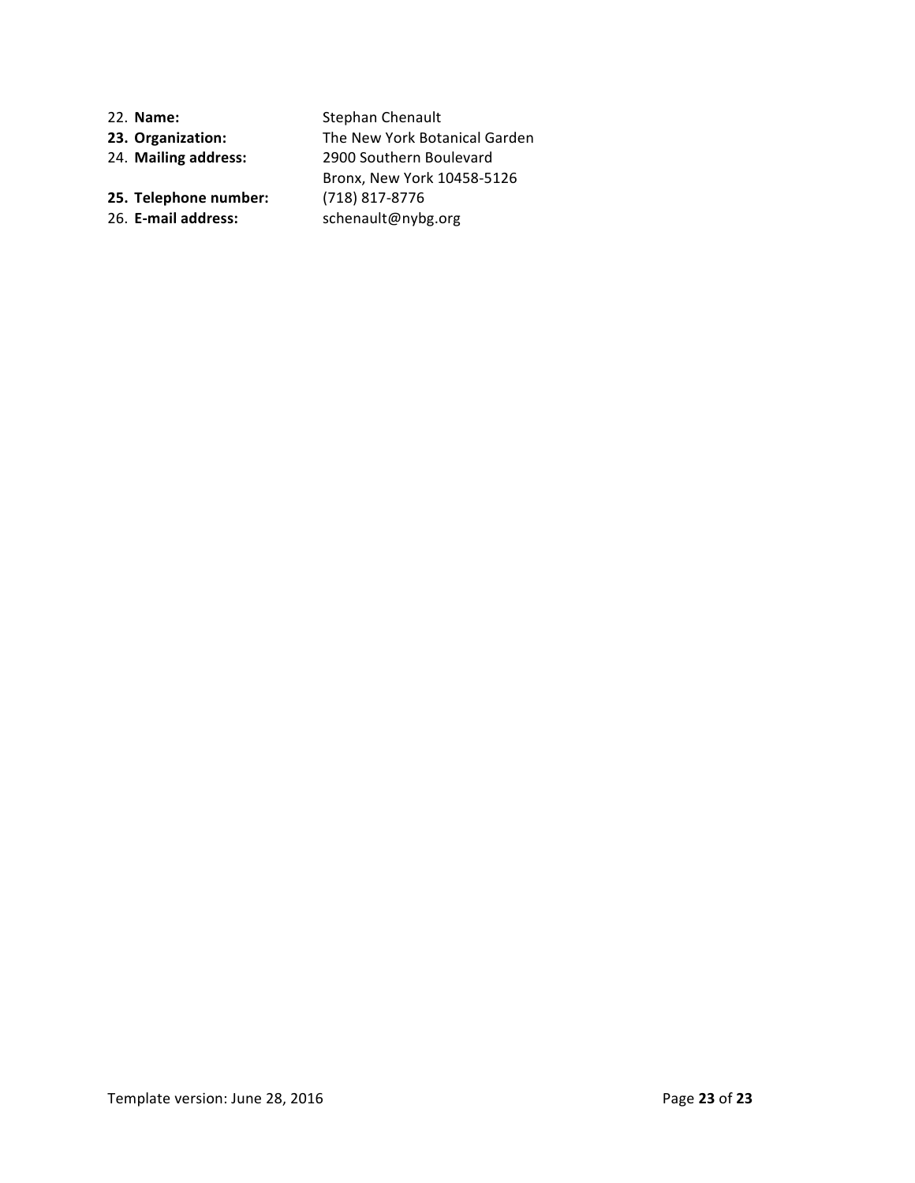22. **Name:** Stephan Chenault
**23. Organization:** The New York Botanical Garden
24. **Mailing address:** 2900 Southern Boulevard
Bronx, New York 10458-5126
**25. Telephone number:** (718) 817-8776
26. **E-mail address:** schenault@nybg.org

Template version: June 28, 2016